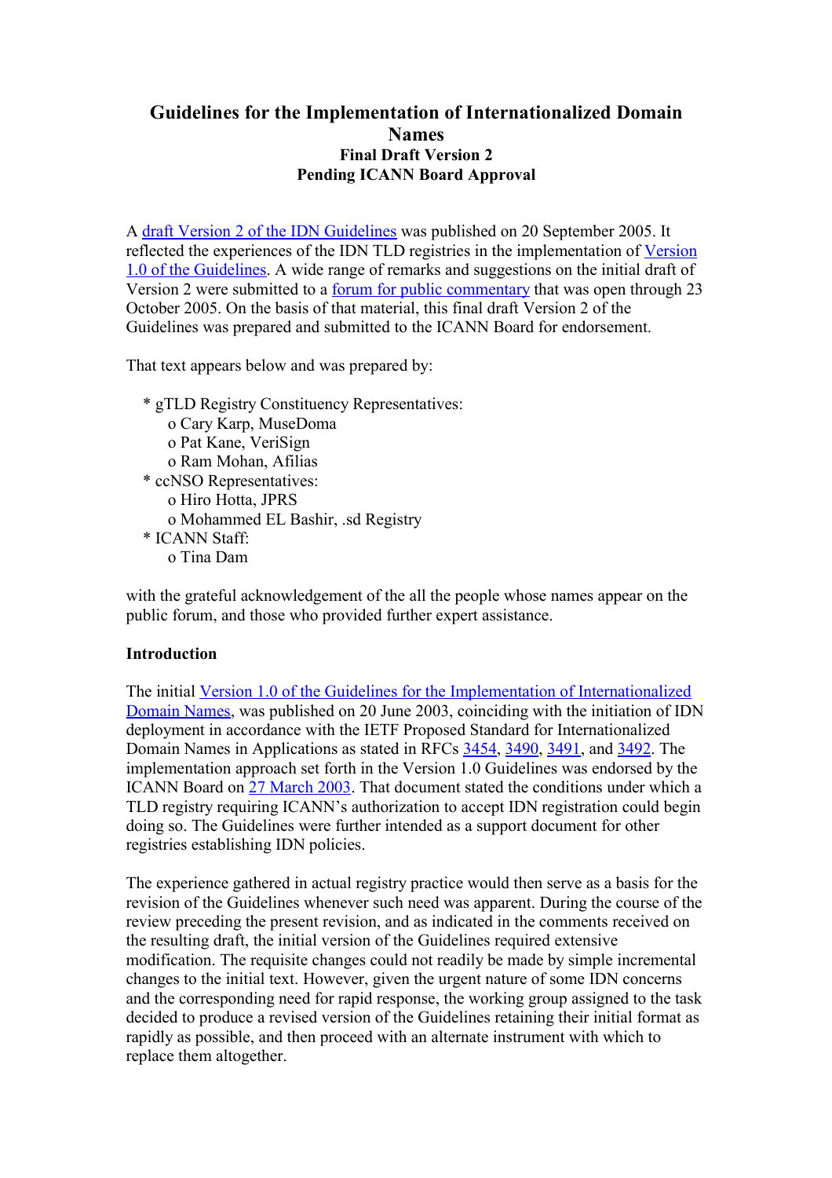# Guidelines for the Implementation of Internationalized Domain Names

**Final Draft Version 2**
**Pending ICANN Board Approval**

A draft Version 2 of the IDN Guidelines was published on 20 September 2005. It reflected the experiences of the IDN TLD registries in the implementation of Version 1.0 of the Guidelines. A wide range of remarks and suggestions on the initial draft of Version 2 were submitted to a forum for public commentary that was open through 23 October 2005. On the basis of that material, this final draft Version 2 of the Guidelines was prepared and submitted to the ICANN Board for endorsement.

That text appears below and was prepared by:

- gTLD Registry Constituency Representatives:
  - Cary Karp, MuseDoma
  - Pat Kane, VeriSign
  - Ram Mohan, Afilias
- ccNSO Representatives:
  - Hiro Hotta, JPRS
  - Mohammed EL Bashir, .sd Registry
- ICANN Staff:
  - Tina Dam

with the grateful acknowledgement of the all the people whose names appear on the public forum, and those who provided further expert assistance.

**Introduction**

The initial Version 1.0 of the Guidelines for the Implementation of Internationalized Domain Names, was published on 20 June 2003, coinciding with the initiation of IDN deployment in accordance with the IETF Proposed Standard for Internationalized Domain Names in Applications as stated in RFCs 3454, 3490, 3491, and 3492. The implementation approach set forth in the Version 1.0 Guidelines was endorsed by the ICANN Board on 27 March 2003. That document stated the conditions under which a TLD registry requiring ICANN's authorization to accept IDN registration could begin doing so. The Guidelines were further intended as a support document for other registries establishing IDN policies.

The experience gathered in actual registry practice would then serve as a basis for the revision of the Guidelines whenever such need was apparent. During the course of the review preceding the present revision, and as indicated in the comments received on the resulting draft, the initial version of the Guidelines required extensive modification. The requisite changes could not readily be made by simple incremental changes to the initial text. However, given the urgent nature of some IDN concerns and the corresponding need for rapid response, the working group assigned to the task decided to produce a revised version of the Guidelines retaining their initial format as rapidly as possible, and then proceed with an alternate instrument with which to replace them altogether.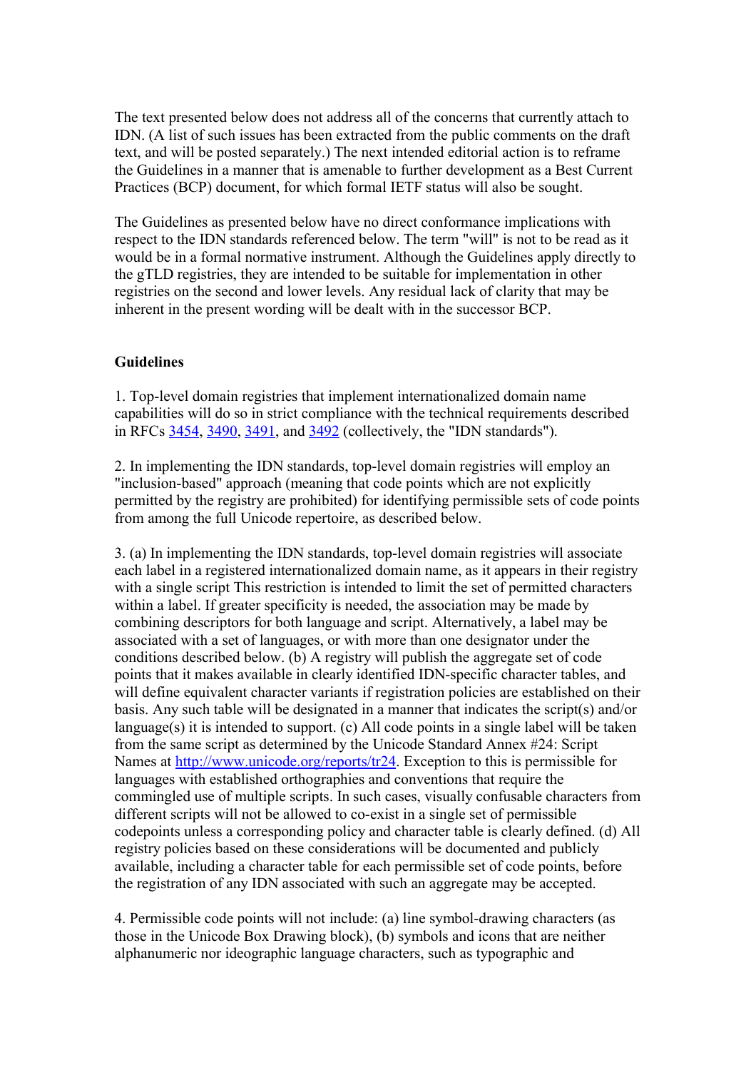The text presented below does not address all of the concerns that currently attach to IDN. (A list of such issues has been extracted from the public comments on the draft text, and will be posted separately.) The next intended editorial action is to reframe the Guidelines in a manner that is amenable to further development as a Best Current Practices (BCP) document, for which formal IETF status will also be sought.

The Guidelines as presented below have no direct conformance implications with respect to the IDN standards referenced below. The term "will" is not to be read as it would be in a formal normative instrument. Although the Guidelines apply directly to the gTLD registries, they are intended to be suitable for implementation in other registries on the second and lower levels. Any residual lack of clarity that may be inherent in the present wording will be dealt with in the successor BCP.

**Guidelines**

1. Top-level domain registries that implement internationalized domain name capabilities will do so in strict compliance with the technical requirements described in RFCs 3454, 3490, 3491, and 3492 (collectively, the "IDN standards").

2. In implementing the IDN standards, top-level domain registries will employ an "inclusion-based" approach (meaning that code points which are not explicitly permitted by the registry are prohibited) for identifying permissible sets of code points from among the full Unicode repertoire, as described below.

3. (a) In implementing the IDN standards, top-level domain registries will associate each label in a registered internationalized domain name, as it appears in their registry with a single script This restriction is intended to limit the set of permitted characters within a label. If greater specificity is needed, the association may be made by combining descriptors for both language and script. Alternatively, a label may be associated with a set of languages, or with more than one designator under the conditions described below. (b) A registry will publish the aggregate set of code points that it makes available in clearly identified IDN-specific character tables, and will define equivalent character variants if registration policies are established on their basis. Any such table will be designated in a manner that indicates the script(s) and/or language(s) it is intended to support. (c) All code points in a single label will be taken from the same script as determined by the Unicode Standard Annex #24: Script Names at http://www.unicode.org/reports/tr24. Exception to this is permissible for languages with established orthographies and conventions that require the commingled use of multiple scripts. In such cases, visually confusable characters from different scripts will not be allowed to co-exist in a single set of permissible codepoints unless a corresponding policy and character table is clearly defined. (d) All registry policies based on these considerations will be documented and publicly available, including a character table for each permissible set of code points, before the registration of any IDN associated with such an aggregate may be accepted.

4. Permissible code points will not include: (a) line symbol-drawing characters (as those in the Unicode Box Drawing block), (b) symbols and icons that are neither alphanumeric nor ideographic language characters, such as typographic and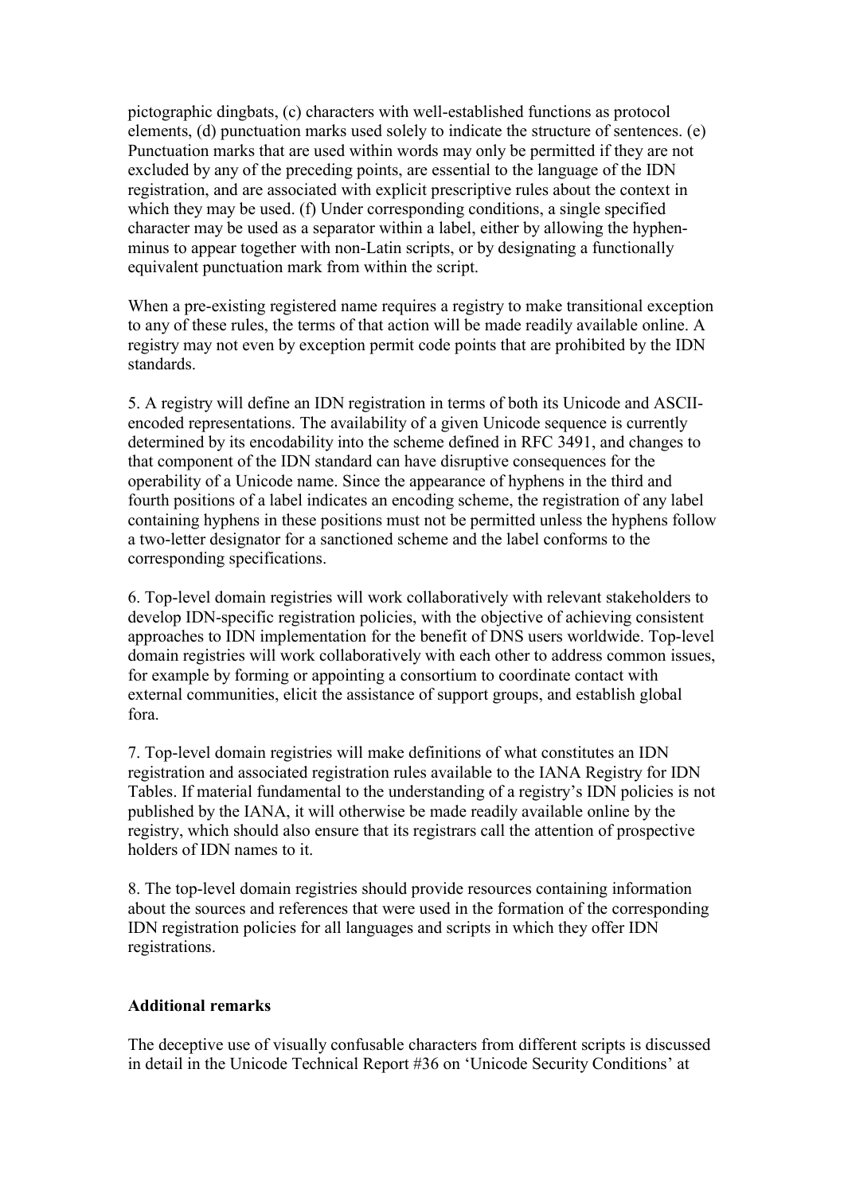pictographic dingbats, (c) characters with well-established functions as protocol elements, (d) punctuation marks used solely to indicate the structure of sentences. (e) Punctuation marks that are used within words may only be permitted if they are not excluded by any of the preceding points, are essential to the language of the IDN registration, and are associated with explicit prescriptive rules about the context in which they may be used. (f) Under corresponding conditions, a single specified character may be used as a separator within a label, either by allowing the hyphen-minus to appear together with non-Latin scripts, or by designating a functionally equivalent punctuation mark from within the script.

When a pre-existing registered name requires a registry to make transitional exception to any of these rules, the terms of that action will be made readily available online. A registry may not even by exception permit code points that are prohibited by the IDN standards.

5. A registry will define an IDN registration in terms of both its Unicode and ASCII-encoded representations. The availability of a given Unicode sequence is currently determined by its encodability into the scheme defined in RFC 3491, and changes to that component of the IDN standard can have disruptive consequences for the operability of a Unicode name. Since the appearance of hyphens in the third and fourth positions of a label indicates an encoding scheme, the registration of any label containing hyphens in these positions must not be permitted unless the hyphens follow a two-letter designator for a sanctioned scheme and the label conforms to the corresponding specifications.

6. Top-level domain registries will work collaboratively with relevant stakeholders to develop IDN-specific registration policies, with the objective of achieving consistent approaches to IDN implementation for the benefit of DNS users worldwide. Top-level domain registries will work collaboratively with each other to address common issues, for example by forming or appointing a consortium to coordinate contact with external communities, elicit the assistance of support groups, and establish global fora.

7. Top-level domain registries will make definitions of what constitutes an IDN registration and associated registration rules available to the IANA Registry for IDN Tables. If material fundamental to the understanding of a registry's IDN policies is not published by the IANA, it will otherwise be made readily available online by the registry, which should also ensure that its registrars call the attention of prospective holders of IDN names to it.

8. The top-level domain registries should provide resources containing information about the sources and references that were used in the formation of the corresponding IDN registration policies for all languages and scripts in which they offer IDN registrations.

**Additional remarks**

The deceptive use of visually confusable characters from different scripts is discussed in detail in the Unicode Technical Report #36 on 'Unicode Security Conditions' at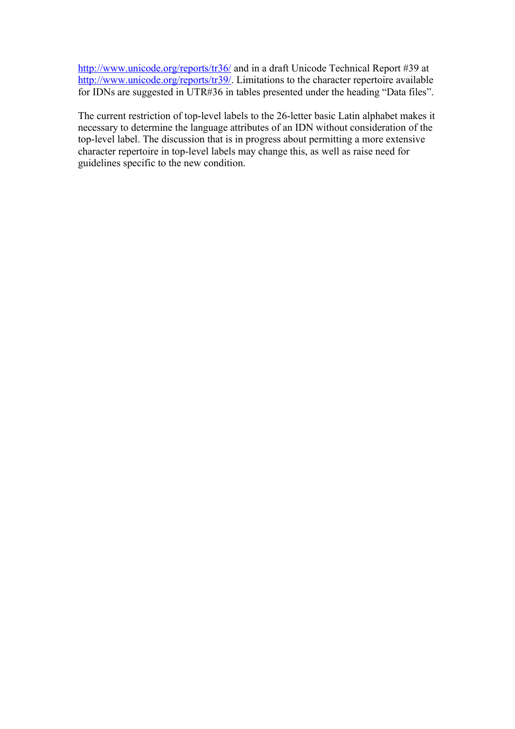http://www.unicode.org/reports/tr36/ and in a draft Unicode Technical Report #39 at http://www.unicode.org/reports/tr39/. Limitations to the character repertoire available for IDNs are suggested in UTR#36 in tables presented under the heading "Data files".

The current restriction of top-level labels to the 26-letter basic Latin alphabet makes it necessary to determine the language attributes of an IDN without consideration of the top-level label. The discussion that is in progress about permitting a more extensive character repertoire in top-level labels may change this, as well as raise need for guidelines specific to the new condition.